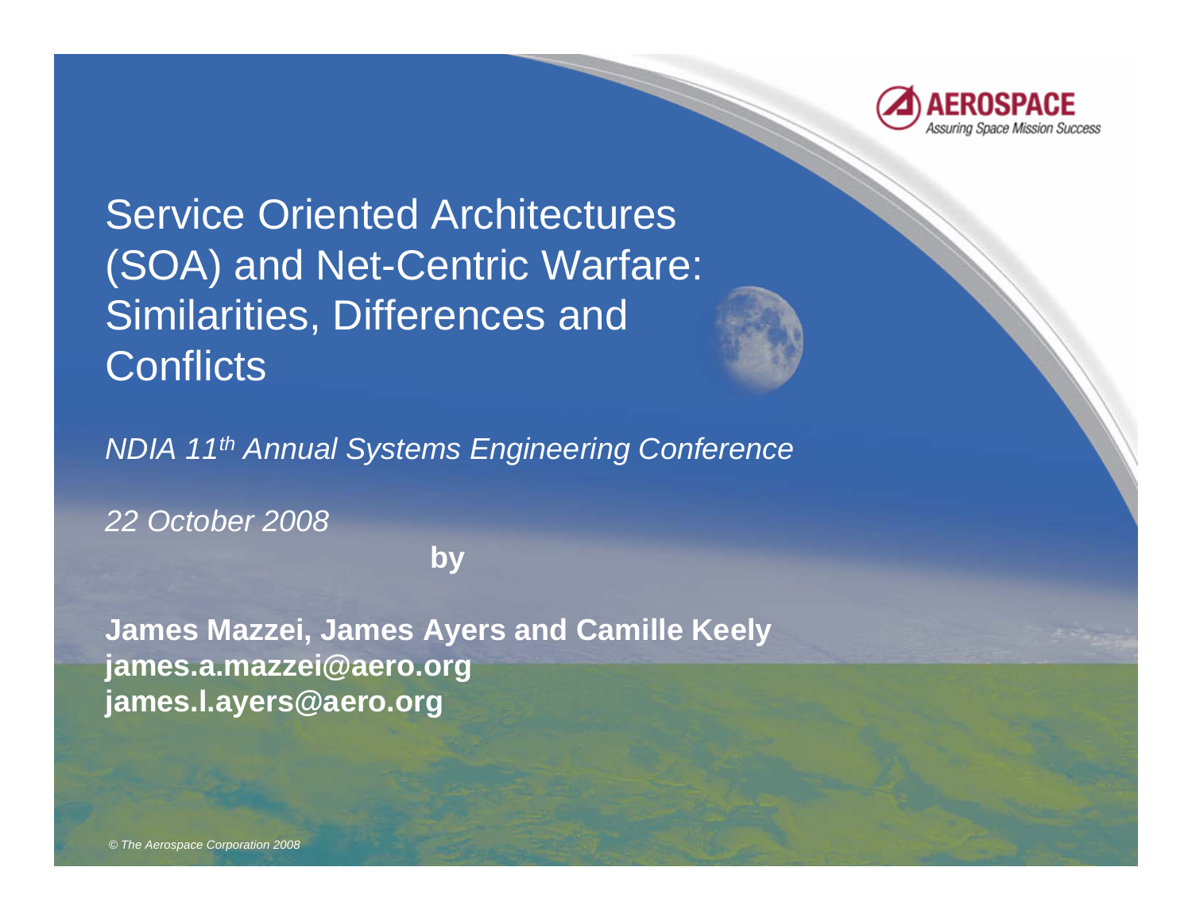AEROSPACE
Assuring Space Mission Success

# Service Oriented Architectures (SOA) and Net-Centric Warfare: Similarities, Differences and Conflicts

*NDIA 11th Annual Systems Engineering Conference*

*22 October 2008*

**by**

**James Mazzei, James Ayers and Camille Keely**
**james.a.mazzei@aero.org**
**james.l.ayers@aero.org**

*© The Aerospace Corporation 2008*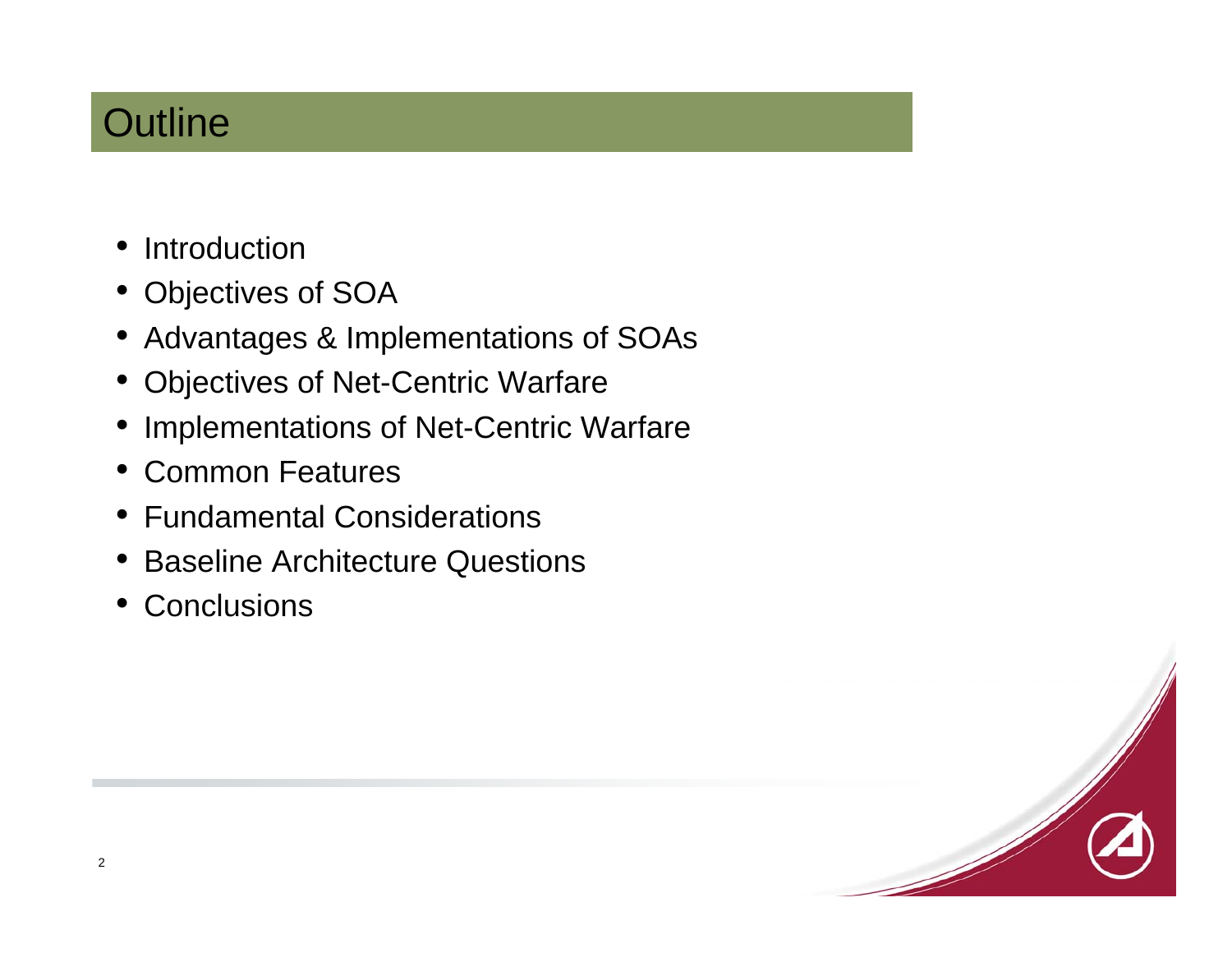# Outline

- Introduction
- Objectives of SOA
- Advantages & Implementations of SOAs
- Objectives of Net-Centric Warfare
- Implementations of Net-Centric Warfare
- Common Features
- Fundamental Considerations
- Baseline Architecture Questions
- Conclusions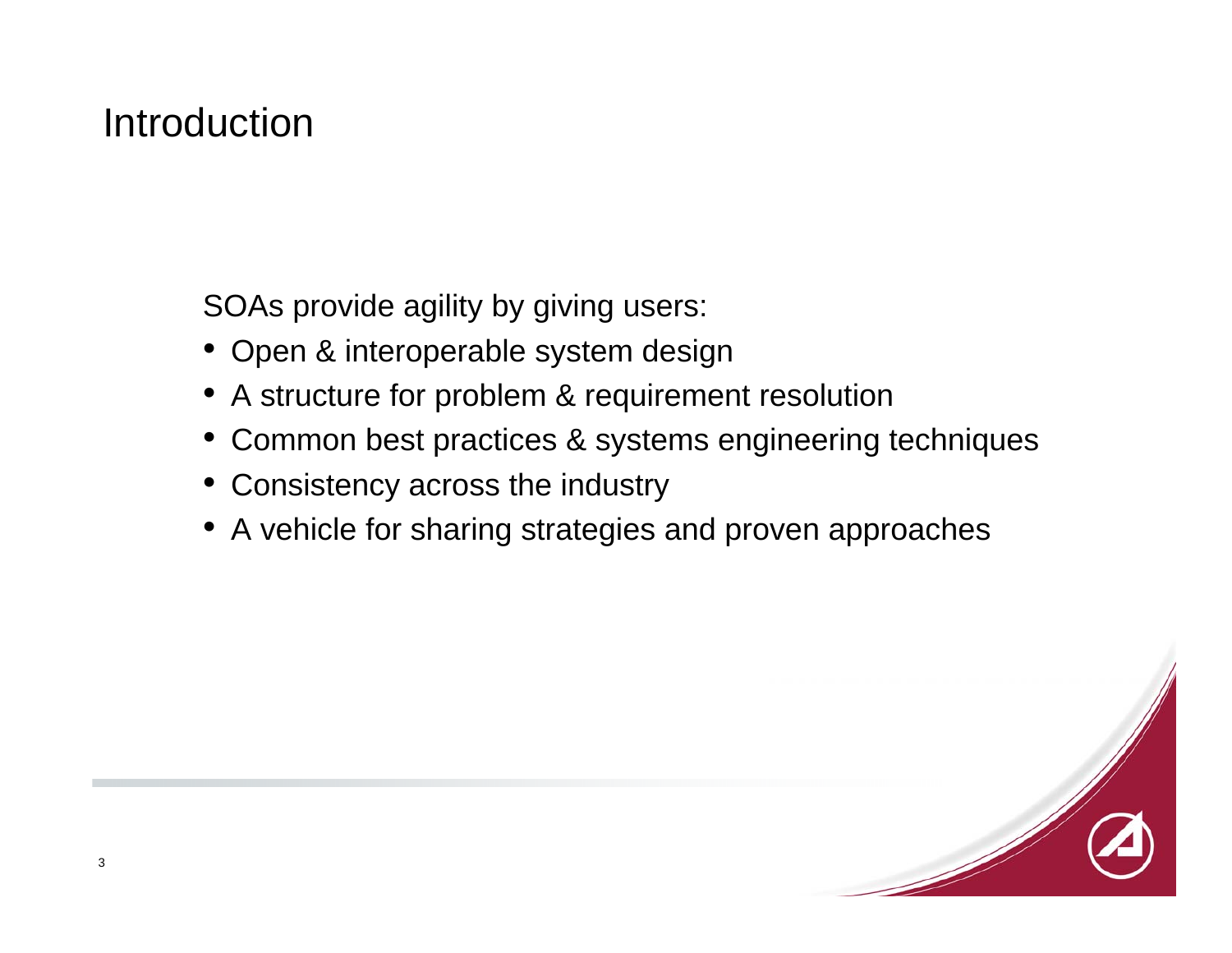# Introduction

SOAs provide agility by giving users:

- Open & interoperable system design
- A structure for problem & requirement resolution
- Common best practices & systems engineering techniques
- Consistency across the industry
- A vehicle for sharing strategies and proven approaches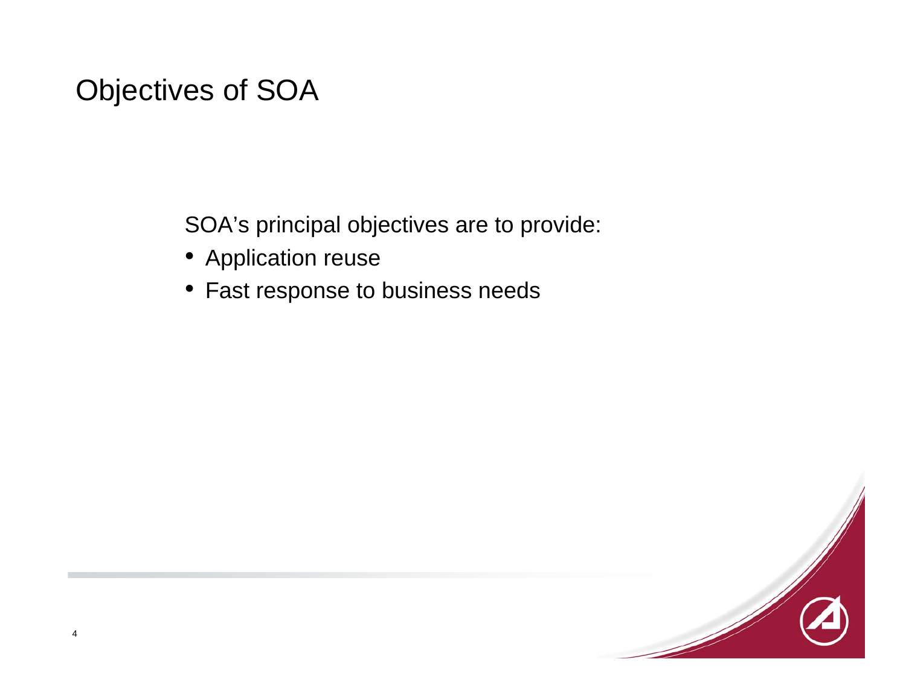# Objectives of SOA

SOA's principal objectives are to provide:

- Application reuse
- Fast response to business needs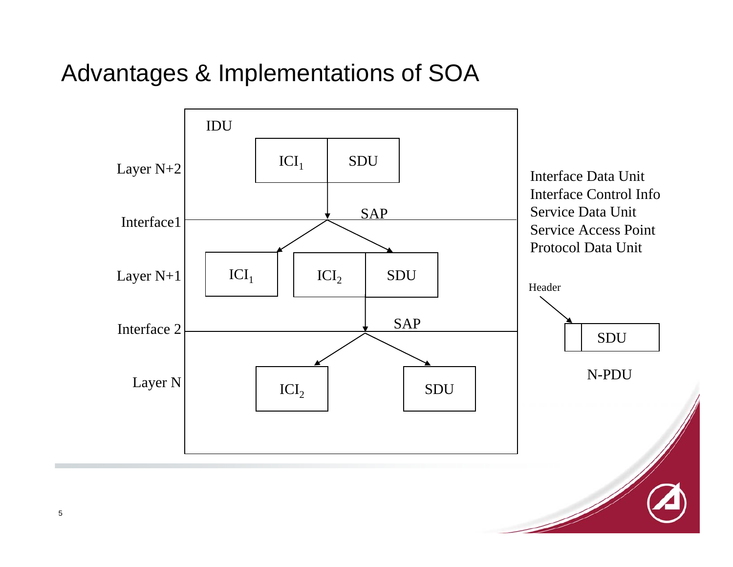# Advantages & Implementations of SOA

IDU

Layer N+2

$ICI_1$ | SDU

Interface1

SAP

Layer N+1

$ICI_1$

$ICI_2$ | SDU

Interface 2

SAP

Layer N

$ICI_2$

SDU

Interface Data Unit
Interface Control Info
Service Data Unit
Service Access Point
Protocol Data Unit

Header

SDU

N-PDU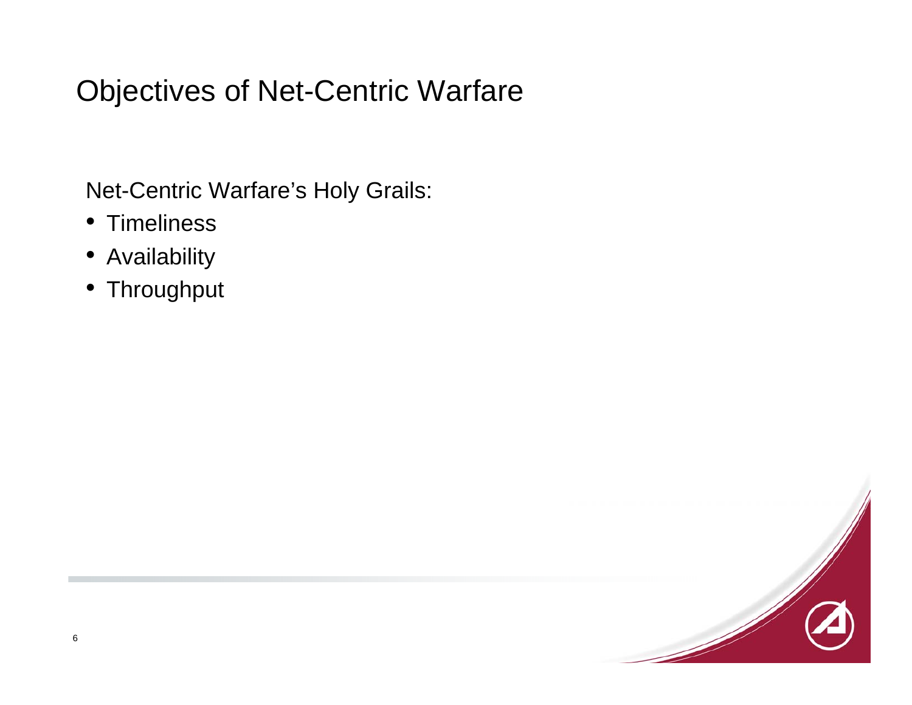# Objectives of Net-Centric Warfare

Net-Centric Warfare's Holy Grails:

- Timeliness
- Availability
- Throughput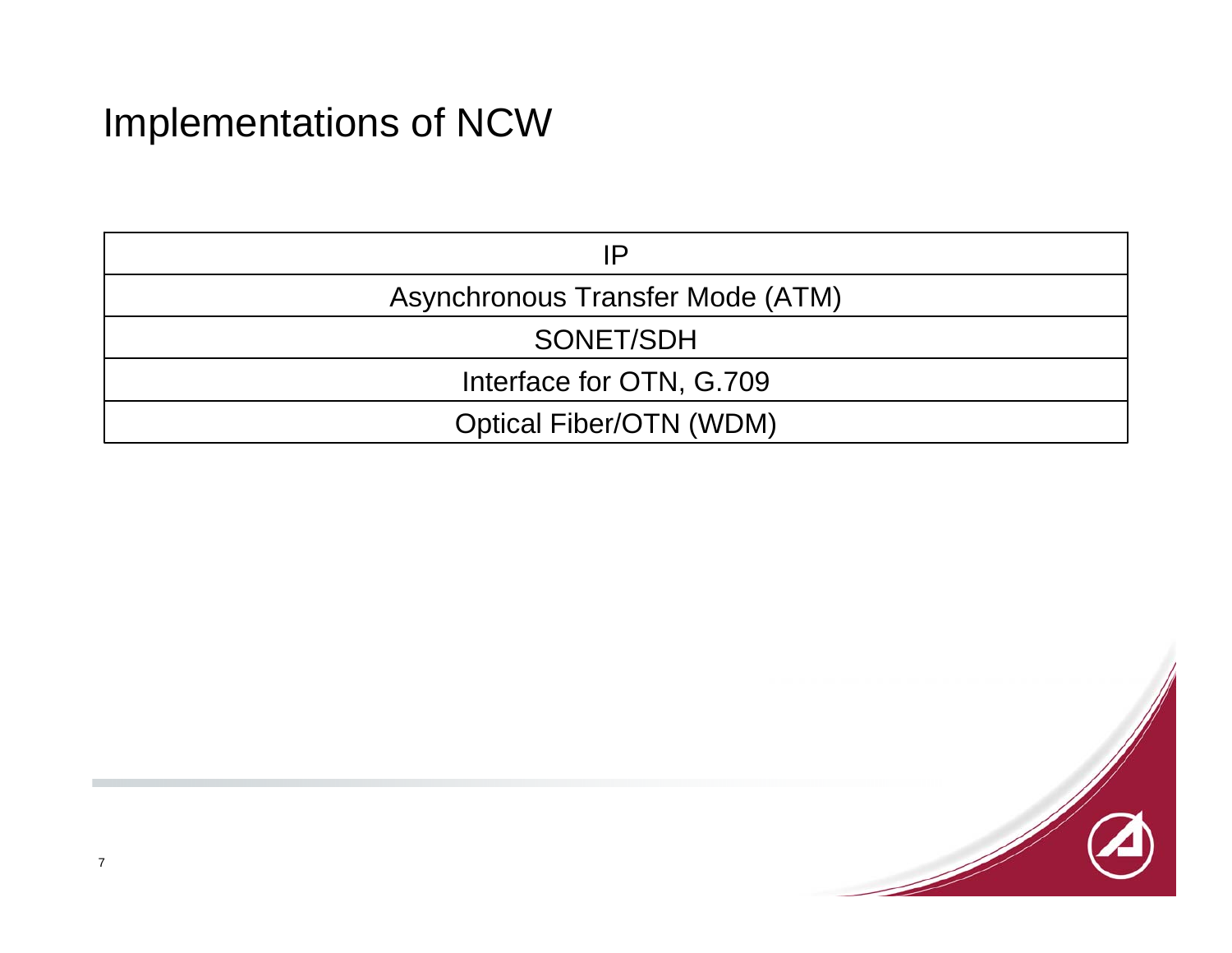# Implementations of NCW

| |
|---|
| IP |
| Asynchronous Transfer Mode (ATM) |
| SONET/SDH |
| Interface for OTN, G.709 |
| Optical Fiber/OTN (WDM) |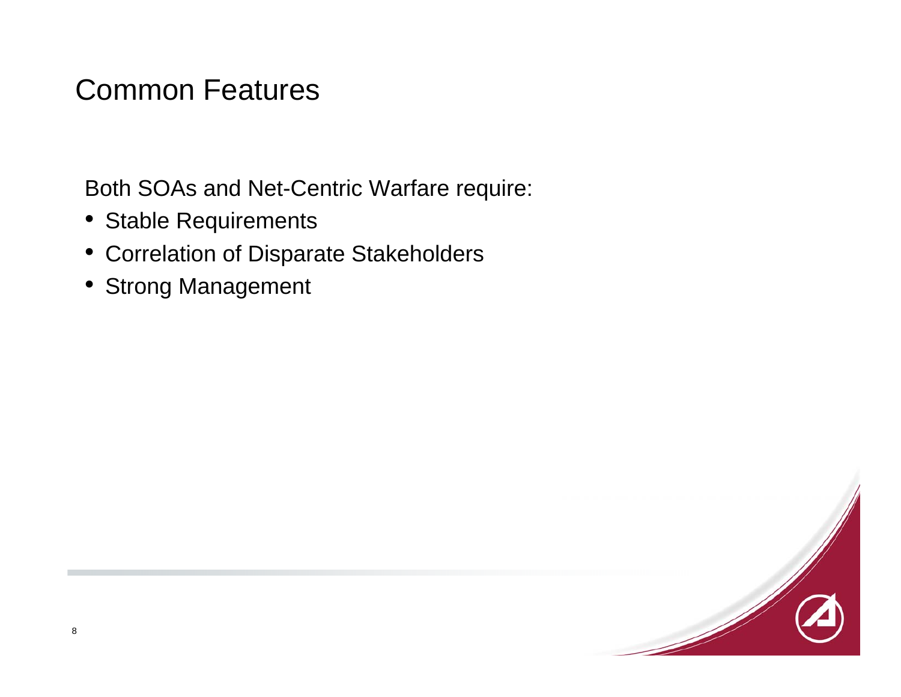# Common Features

Both SOAs and Net-Centric Warfare require:

- Stable Requirements
- Correlation of Disparate Stakeholders
- Strong Management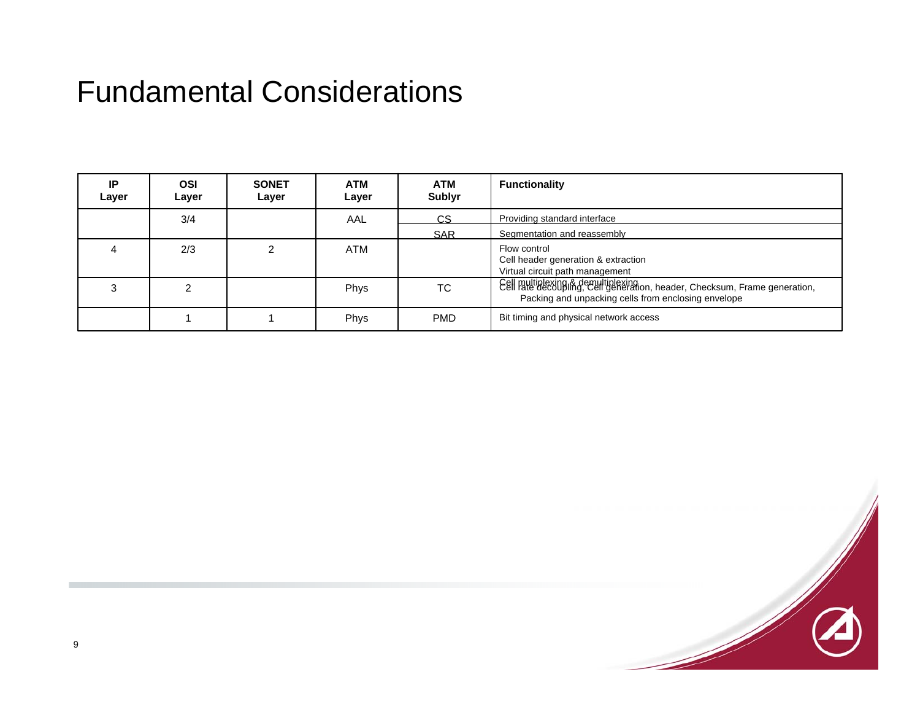# Fundamental Considerations

| IP Layer | OSI Layer | SONET Layer | ATM Layer | ATM Sublyr | Functionality |
|---|---|---|---|---|---|
| | 3/4 | | AAL | CS | Providing standard interface |
| | | | | SAR | Segmentation and reassembly |
| 4 | 2/3 | 2 | ATM | | Flow control<br>Cell header generation & extraction<br>Virtual circuit path management<br>Cell multiplexing & demultiplexing |
| 3 | 2 | | Phys | TC | Cell rate decoupling, Cell generation, header, Checksum, Frame generation, Packing and unpacking cells from enclosing envelope |
| | 1 | 1 | Phys | PMD | Bit timing and physical network access |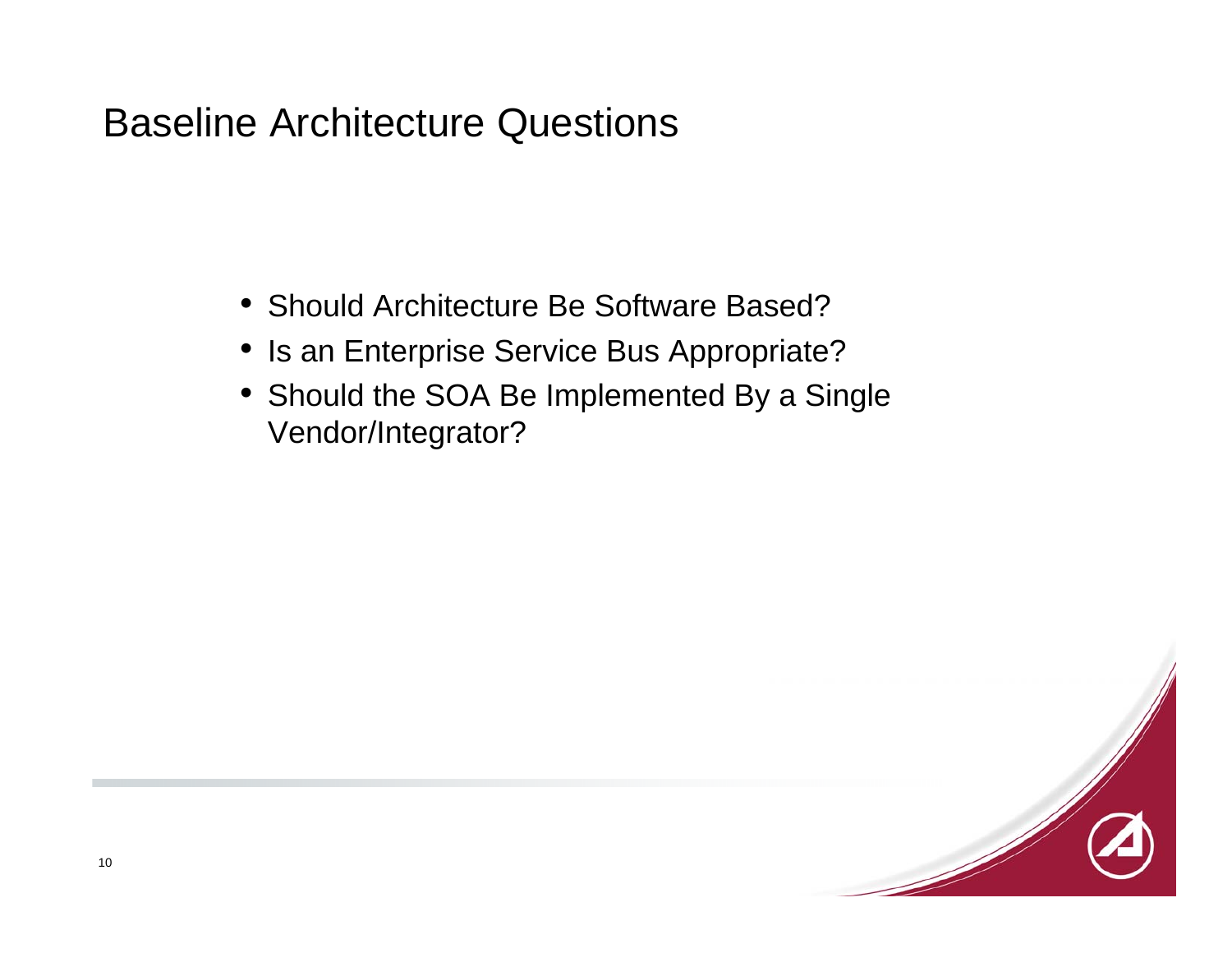# Baseline Architecture Questions

- Should Architecture Be Software Based?
- Is an Enterprise Service Bus Appropriate?
- Should the SOA Be Implemented By a Single Vendor/Integrator?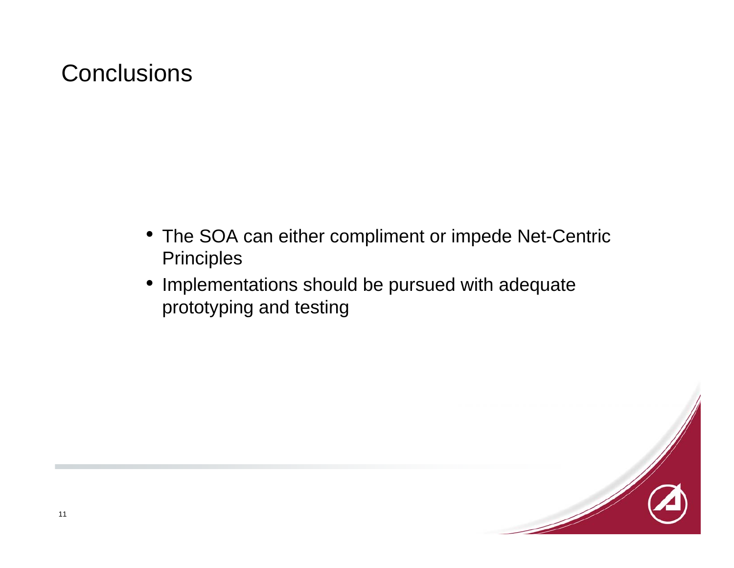# Conclusions

- The SOA can either compliment or impede Net-Centric Principles
- Implementations should be pursued with adequate prototyping and testing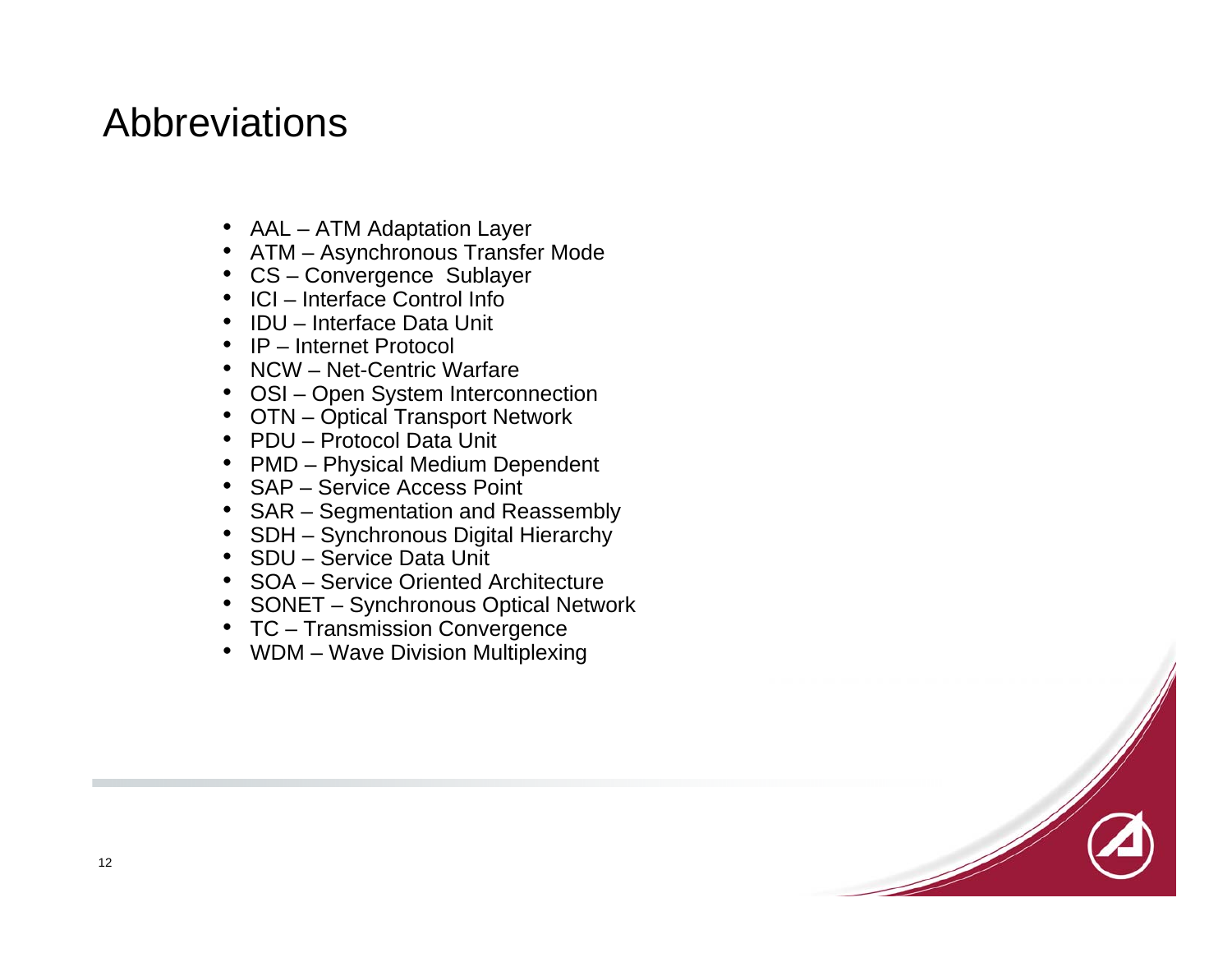# Abbreviations

- AAL – ATM Adaptation Layer
- ATM – Asynchronous Transfer Mode
- CS – Convergence  Sublayer
- ICI – Interface Control Info
- IDU – Interface Data Unit
- IP – Internet Protocol
- NCW – Net-Centric Warfare
- OSI – Open System Interconnection
- OTN – Optical Transport Network
- PDU – Protocol Data Unit
- PMD – Physical Medium Dependent
- SAP – Service Access Point
- SAR – Segmentation and Reassembly
- SDH – Synchronous Digital Hierarchy
- SDU – Service Data Unit
- SOA – Service Oriented Architecture
- SONET – Synchronous Optical Network
- TC – Transmission Convergence
- WDM – Wave Division Multiplexing